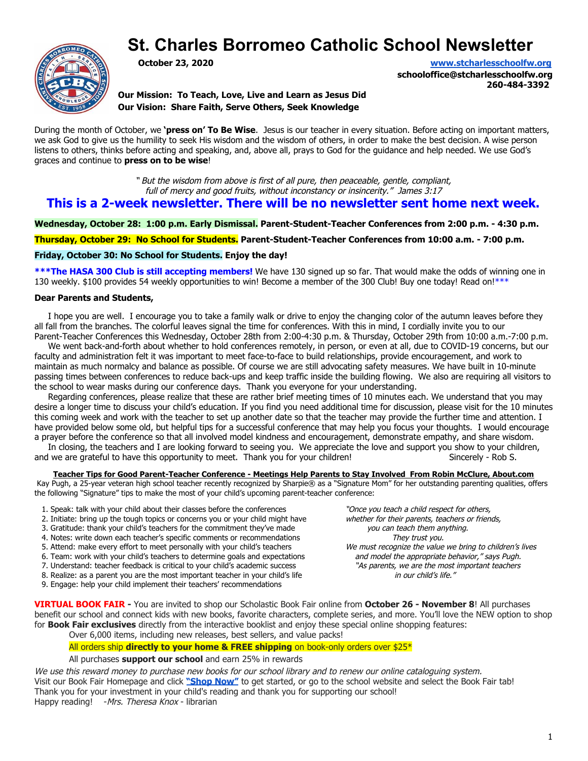# St. Charles Borromeo Catholic School Newsletter

**October 23, 2020**

**www.stcharlesschoolfw.org**
**schooloffice@stcharlesschoolfw.org**
**260-484-3392**

**Our Mission: To Teach, Love, Live and Learn as Jesus Did**
**Our Vision: Share Faith, Serve Others, Seek Knowledge**

During the month of October, we **'press on' To Be Wise**. Jesus is our teacher in every situation. Before acting on important matters, we ask God to give us the humility to seek His wisdom and the wisdom of others, in order to make the best decision. A wise person listens to others, thinks before acting and speaking, and, above all, prays to God for the guidance and help needed. We use God's graces and continue to **press on to be wise**!

*" But the wisdom from above is first of all pure, then peaceable, gentle, compliant, full of mercy and good fruits, without inconstancy or insincerity." James 3:17*

## This is a 2-week newsletter. There will be no newsletter sent home next week.

**Wednesday, October 28: 1:00 p.m. Early Dismissal. Parent-Student-Teacher Conferences from 2:00 p.m. - 4:30 p.m.**

**Thursday, October 29: No School for Students. Parent-Student-Teacher Conferences from 10:00 a.m. - 7:00 p.m.**

**Friday, October 30: No School for Students. Enjoy the day!**

**\*\*\*The HASA 300 Club is still accepting members!** We have 130 signed up so far. That would make the odds of winning one in 130 weekly. $100 provides 54 weekly opportunities to win! Become a member of the 300 Club! Buy one today! Read on!\*\*\*

**Dear Parents and Students,**

I hope you are well. I encourage you to take a family walk or drive to enjoy the changing color of the autumn leaves before they all fall from the branches. The colorful leaves signal the time for conferences. With this in mind, I cordially invite you to our Parent-Teacher Conferences this Wednesday, October 28th from 2:00-4:30 p.m. & Thursday, October 29th from 10:00 a.m.-7:00 p.m.

We went back-and-forth about whether to hold conferences remotely, in person, or even at all, due to COVID-19 concerns, but our faculty and administration felt it was important to meet face-to-face to build relationships, provide encouragement, and work to maintain as much normalcy and balance as possible. Of course we are still advocating safety measures. We have built in 10-minute passing times between conferences to reduce back-ups and keep traffic inside the building flowing. We also are requiring all visitors to the school to wear masks during our conference days. Thank you everyone for your understanding.

Regarding conferences, please realize that these are rather brief meeting times of 10 minutes each. We understand that you may desire a longer time to discuss your child's education. If you find you need additional time for discussion, please visit for the 10 minutes this coming week and work with the teacher to set up another date so that the teacher may provide the further time and attention. I have provided below some old, but helpful tips for a successful conference that may help you focus your thoughts. I would encourage a prayer before the conference so that all involved model kindness and encouragement, demonstrate empathy, and share wisdom.

In closing, the teachers and I are looking forward to seeing you. We appreciate the love and support you show to your children, and we are grateful to have this opportunity to meet. Thank you for your children! Sincerely - Rob S.

**Teacher Tips for Good Parent-Teacher Conference - Meetings Help Parents to Stay Involved From Robin McClure, About.com**

Kay Pugh, a 25-year veteran high school teacher recently recognized by Sharpie® as a "Signature Mom" for her outstanding parenting qualities, offers the following "Signature" tips to make the most of your child's upcoming parent-teacher conference:

1. Speak: talk with your child about their classes before the conferences
2. Initiate: bring up the tough topics or concerns you or your child might have
3. Gratitude: thank your child's teachers for the commitment they've made
4. Notes: write down each teacher's specific comments or recommendations
5. Attend: make every effort to meet personally with your child's teachers
6. Team: work with your child's teachers to determine goals and expectations
7. Understand: teacher feedback is critical to your child's academic success
8. Realize: as a parent you are the most important teacher in your child's life
9. Engage: help your child implement their teachers' recommendations

*"Once you teach a child respect for others, whether for their parents, teachers or friends, you can teach them anything. They trust you. We must recognize the value we bring to children's lives and model the appropriate behavior," says Pugh. "As parents, we are the most important teachers in our child's life."*

**VIRTUAL BOOK FAIR -** You are invited to shop our Scholastic Book Fair online from **October 26 - November 8**! All purchases benefit our school and connect kids with new books, favorite characters, complete series, and more. You'll love the NEW option to shop for **Book Fair exclusives** directly from the interactive booklist and enjoy these special online shopping features:

Over 6,000 items, including new releases, best sellers, and value packs!

All orders ship **directly to your home & FREE shipping** on book-only orders over $25*

All purchases **support our school** and earn 25% in rewards

*We use this reward money to purchase new books for our school library and to renew our online cataloguing system.*

Visit our Book Fair Homepage and click **"Shop Now"** to get started, or go to the school website and select the Book Fair tab!

Thank you for your investment in your child's reading and thank you for supporting our school!

Happy reading! -*Mrs. Theresa Knox* - librarian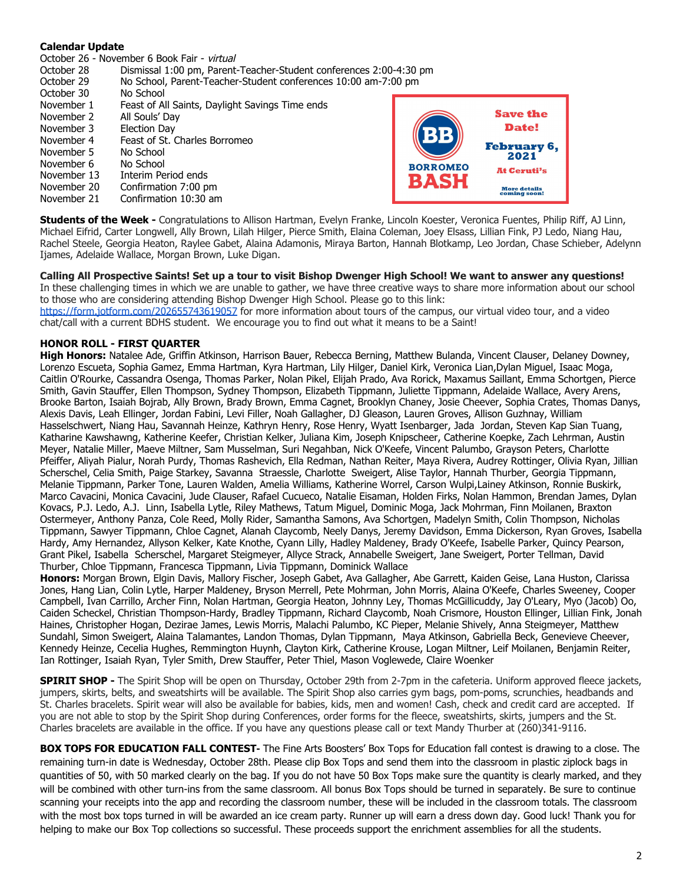**Calendar Update**

October 26 - November 6 Book Fair - *virtual*

| | |
|---|---|
| October 28 | Dismissal 1:00 pm, Parent-Teacher-Student conferences 2:00-4:30 pm |
| October 29 | No School, Parent-Teacher-Student conferences 10:00 am-7:00 pm |
| October 30 | No School |
| November 1 | Feast of All Saints, Daylight Savings Time ends |
| November 2 | All Souls' Day |
| November 3 | Election Day |
| November 4 | Feast of St. Charles Borromeo |
| November 5 | No School |
| November 6 | No School |
| November 13 | Interim Period ends |
| November 20 | Confirmation 7:00 pm |
| November 21 | Confirmation 10:30 am |

BB BORROMEO BASH
Save the Date!
February 6, 2021
At Ceruti's
More details coming soon!

**Students of the Week -** Congratulations to Allison Hartman, Evelyn Franke, Lincoln Koester, Veronica Fuentes, Philip Riff, AJ Linn, Michael Eifrid, Carter Longwell, Ally Brown, Lilah Hilger, Pierce Smith, Elaina Coleman, Joey Elsass, Lillian Fink, PJ Ledo, Niang Hau, Rachel Steele, Georgia Heaton, Raylee Gabet, Alaina Adamonis, Miraya Barton, Hannah Blotkamp, Leo Jordan, Chase Schieber, Adelynn Ijames, Adelaide Wallace, Morgan Brown, Luke Digan.

**Calling All Prospective Saints! Set up a tour to visit Bishop Dwenger High School! We want to answer any questions!** In these challenging times in which we are unable to gather, we have three creative ways to share more information about our school to those who are considering attending Bishop Dwenger High School. Please go to this link: https://form.jotform.com/202655743619057 for more information about tours of the campus, our virtual video tour, and a video chat/call with a current BDHS student. We encourage you to find out what it means to be a Saint!

**HONOR ROLL - FIRST QUARTER**

**High Honors:** Natalee Ade, Griffin Atkinson, Harrison Bauer, Rebecca Berning, Matthew Bulanda, Vincent Clauser, Delaney Downey, Lorenzo Escueta, Sophia Gamez, Emma Hartman, Kyra Hartman, Lily Hilger, Daniel Kirk, Veronica Lian,Dylan Miguel, Isaac Moga, Caitlin O'Rourke, Cassandra Osenga, Thomas Parker, Nolan Pikel, Elijah Prado, Ava Rorick, Maxamus Saillant, Emma Schortgen, Pierce Smith, Gavin Stauffer, Ellen Thompson, Sydney Thompson, Elizabeth Tippmann, Juliette Tippmann, Adelaide Wallace, Avery Arens, Brooke Barton, Isaiah Bojrab, Ally Brown, Brady Brown, Emma Cagnet, Brooklyn Chaney, Josie Cheever, Sophia Crates, Thomas Danys, Alexis Davis, Leah Ellinger, Jordan Fabini, Levi Filler, Noah Gallagher, DJ Gleason, Lauren Groves, Allison Guzhnay, William Hasselschwert, Niang Hau, Savannah Heinze, Kathryn Henry, Rose Henry, Wyatt Isenbarger, Jada Jordan, Steven Kap Sian Tuang, Katharine Kawshawng, Katherine Keefer, Christian Kelker, Juliana Kim, Joseph Knipscheer, Catherine Koepke, Zach Lehrman, Austin Meyer, Natalie Miller, Maeve Miltner, Sam Musselman, Suri Negahban, Nick O'Keefe, Vincent Palumbo, Grayson Peters, Charlotte Pfeiffer, Aliyah Pialur, Norah Purdy, Thomas Rashevich, Ella Redman, Nathan Reiter, Maya Rivera, Audrey Rottinger, Olivia Ryan, Jillian Scherschel, Celia Smith, Paige Starkey, Savanna Straessle, Charlotte Sweigert, Alise Taylor, Hannah Thurber, Georgia Tippmann, Melanie Tippmann, Parker Tone, Lauren Walden, Amelia Williams, Katherine Worrel, Carson Wulpi,Lainey Atkinson, Ronnie Buskirk, Marco Cavacini, Monica Cavacini, Jude Clauser, Rafael Cucueco, Natalie Eisaman, Holden Firks, Nolan Hammon, Brendan James, Dylan Kovacs, P.J. Ledo, A.J. Linn, Isabella Lytle, Riley Mathews, Tatum Miguel, Dominic Moga, Jack Mohrman, Finn Moilanen, Braxton Ostermeyer, Anthony Panza, Cole Reed, Molly Rider, Samantha Samons, Ava Schortgen, Madelyn Smith, Colin Thompson, Nicholas Tippmann, Sawyer Tippmann, Chloe Cagnet, Alanah Claycomb, Neely Danys, Jeremy Davidson, Emma Dickerson, Ryan Groves, Isabella Hardy, Amy Hernandez, Allyson Kelker, Kate Knothe, Cyann Lilly, Hadley Maldeney, Brady O'Keefe, Isabelle Parker, Quincy Pearson, Grant Pikel, Isabella Scherschel, Margaret Steigmeyer, Allyce Strack, Annabelle Sweigert, Jane Sweigert, Porter Tellman, David Thurber, Chloe Tippmann, Francesca Tippmann, Livia Tippmann, Dominick Wallace

**Honors:** Morgan Brown, Elgin Davis, Mallory Fischer, Joseph Gabet, Ava Gallagher, Abe Garrett, Kaiden Geise, Lana Huston, Clarissa Jones, Hang Lian, Colin Lytle, Harper Maldeney, Bryson Merrell, Pete Mohrman, John Morris, Alaina O'Keefe, Charles Sweeney, Cooper Campbell, Ivan Carrillo, Archer Finn, Nolan Hartman, Georgia Heaton, Johnny Ley, Thomas McGillicuddy, Jay O'Leary, Myo (Jacob) Oo, Caiden Scheckel, Christian Thompson-Hardy, Bradley Tippmann, Richard Claycomb, Noah Crismore, Houston Ellinger, Lillian Fink, Jonah Haines, Christopher Hogan, Dezirae James, Lewis Morris, Malachi Palumbo, KC Pieper, Melanie Shively, Anna Steigmeyer, Matthew Sundahl, Simon Sweigert, Alaina Talamantes, Landon Thomas, Dylan Tippmann, Maya Atkinson, Gabriella Beck, Genevieve Cheever, Kennedy Heinze, Cecelia Hughes, Remmington Huynh, Clayton Kirk, Catherine Krouse, Logan Miltner, Leif Moilanen, Benjamin Reiter, Ian Rottinger, Isaiah Ryan, Tyler Smith, Drew Stauffer, Peter Thiel, Mason Voglewede, Claire Woenker

**SPIRIT SHOP -** The Spirit Shop will be open on Thursday, October 29th from 2-7pm in the cafeteria. Uniform approved fleece jackets, jumpers, skirts, belts, and sweatshirts will be available. The Spirit Shop also carries gym bags, pom-poms, scrunchies, headbands and St. Charles bracelets. Spirit wear will also be available for babies, kids, men and women! Cash, check and credit card are accepted. If you are not able to stop by the Spirit Shop during Conferences, order forms for the fleece, sweatshirts, skirts, jumpers and the St. Charles bracelets are available in the office. If you have any questions please call or text Mandy Thurber at (260)341-9116.

**BOX TOPS FOR EDUCATION FALL CONTEST-** The Fine Arts Boosters' Box Tops for Education fall contest is drawing to a close. The remaining turn-in date is Wednesday, October 28th. Please clip Box Tops and send them into the classroom in plastic ziplock bags in quantities of 50, with 50 marked clearly on the bag. If you do not have 50 Box Tops make sure the quantity is clearly marked, and they will be combined with other turn-ins from the same classroom. All bonus Box Tops should be turned in separately. Be sure to continue scanning your receipts into the app and recording the classroom number, these will be included in the classroom totals. The classroom with the most box tops turned in will be awarded an ice cream party. Runner up will earn a dress down day. Good luck! Thank you for helping to make our Box Top collections so successful. These proceeds support the enrichment assemblies for all the students.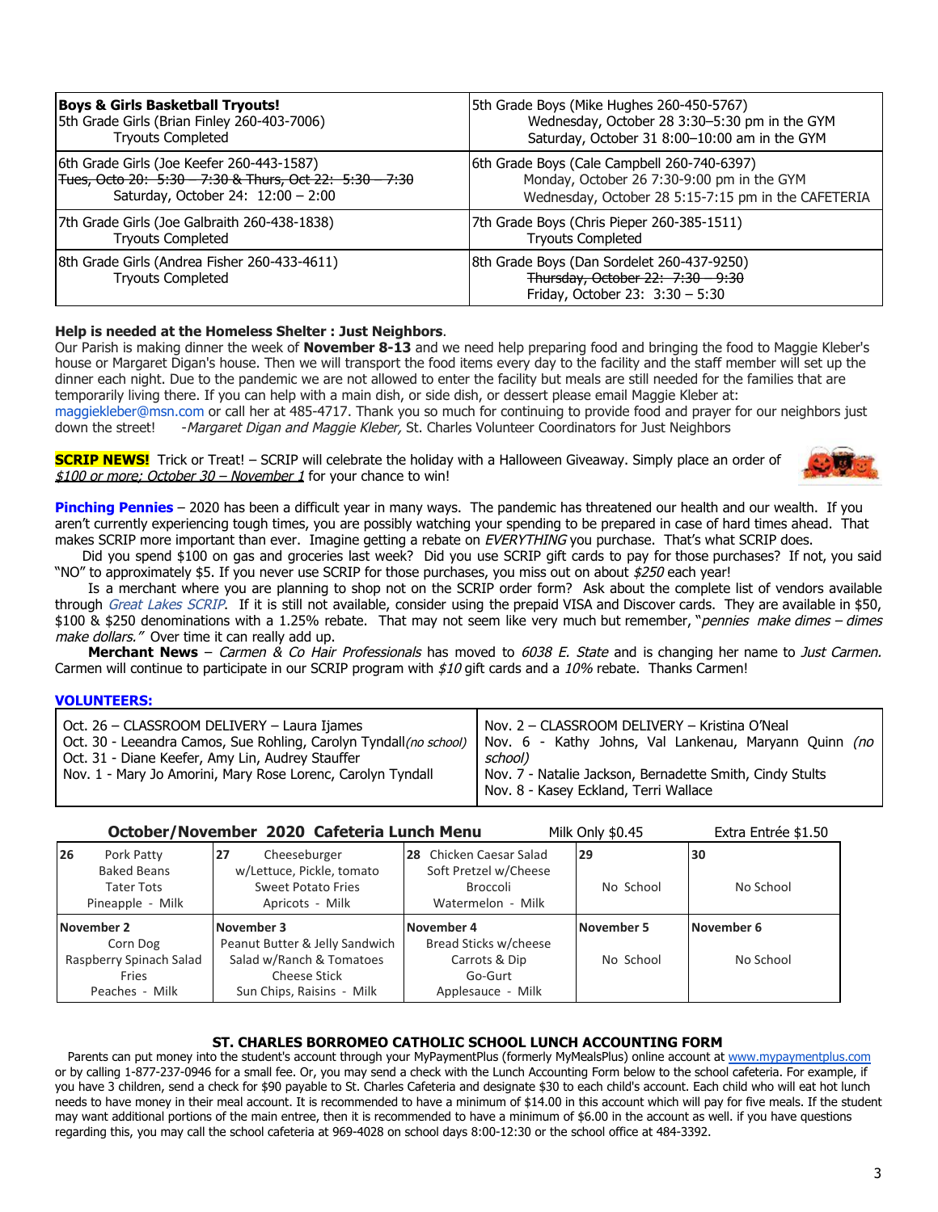| **Boys & Girls Basketball Tryouts!**<br>5th Grade Girls (Brian Finley 260-403-7006)<br>Tryouts Completed | 5th Grade Boys (Mike Hughes 260-450-5767)<br>Wednesday, October 28 3:30–5:30 pm in the GYM<br>Saturday, October 31 8:00–10:00 am in the GYM |
|---|---|
| 6th Grade Girls (Joe Keefer 260-443-1587)<br>~~Tues, Octo 20: 5:30 – 7:30 & Thurs, Oct 22: 5:30 – 7:30~~<br>Saturday, October 24: 12:00 – 2:00 | 6th Grade Boys (Cale Campbell 260-740-6397)<br>Monday, October 26 7:30-9:00 pm in the GYM<br>Wednesday, October 28 5:15-7:15 pm in the CAFETERIA |
| 7th Grade Girls (Joe Galbraith 260-438-1838)<br>Tryouts Completed | 7th Grade Boys (Chris Pieper 260-385-1511)<br>Tryouts Completed |
| 8th Grade Girls (Andrea Fisher 260-433-4611)<br>Tryouts Completed | 8th Grade Boys (Dan Sordelet 260-437-9250)<br>~~Thursday, October 22: 7:30 – 9:30~~<br>Friday, October 23: 3:30 – 5:30 |

**Help is needed at the Homeless Shelter : Just Neighbors**.
Our Parish is making dinner the week of **November 8-13** and we need help preparing food and bringing the food to Maggie Kleber's house or Margaret Digan's house. Then we will transport the food items every day to the facility and the staff member will set up the dinner each night. Due to the pandemic we are not allowed to enter the facility but meals are still needed for the families that are temporarily living there. If you can help with a main dish, or side dish, or dessert please email Maggie Kleber at: maggiekleber@msn.com or call her at 485-4717. Thank you so much for continuing to provide food and prayer for our neighbors just down the street! -*Margaret Digan and Maggie Kleber,* St. Charles Volunteer Coordinators for Just Neighbors

**SCRIP NEWS!** Trick or Treat! – SCRIP will celebrate the holiday with a Halloween Giveaway. Simply place an order of *$100 or more; October 30 – November 1* for your chance to win!

**Pinching Pennies** – 2020 has been a difficult year in many ways. The pandemic has threatened our health and our wealth. If you aren't currently experiencing tough times, you are possibly watching your spending to be prepared in case of hard times ahead. That makes SCRIP more important than ever. Imagine getting a rebate on *EVERYTHING* you purchase. That's what SCRIP does.

Did you spend $100 on gas and groceries last week? Did you use SCRIP gift cards to pay for those purchases? If not, you said "NO" to approximately $5. If you never use SCRIP for those purchases, you miss out on about *$250* each year!

Is a merchant where you are planning to shop not on the SCRIP order form? Ask about the complete list of vendors available through *Great Lakes SCRIP*. If it is still not available, consider using the prepaid VISA and Discover cards. They are available in $50, $100 & $250 denominations with a 1.25% rebate. That may not seem like very much but remember, "*pennies make dimes – dimes make dollars."* Over time it can really add up.

**Merchant News** – *Carmen & Co Hair Professionals* has moved to *6038 E. State* and is changing her name to *Just Carmen.* Carmen will continue to participate in our SCRIP program with *$10* gift cards and a *10%* rebate. Thanks Carmen!

**VOLUNTEERS:**

| Oct. 26 – CLASSROOM DELIVERY – Laura Ijames<br>Oct. 30 - Leeandra Camos, Sue Rohling, Carolyn Tyndall *(no school)*<br>Oct. 31 - Diane Keefer, Amy Lin, Audrey Stauffer<br>Nov. 1 - Mary Jo Amorini, Mary Rose Lorenc, Carolyn Tyndall | Nov. 2 – CLASSROOM DELIVERY – Kristina O'Neal<br>Nov. 6 - Kathy Johns, Val Lankenau, Maryann Quinn *(no school)*<br>Nov. 7 - Natalie Jackson, Bernadette Smith, Cindy Stults<br>Nov. 8 - Kasey Eckland, Terri Wallace |
|---|---|

**October/November 2020 Cafeteria Lunch Menu** Milk Only $0.45 Extra Entrée $1.50

| 26 | 27 | 28 | 29 | 30 |
|---|---|---|---|---|
| Pork Patty<br>Baked Beans<br>Tater Tots<br>Pineapple - Milk | Cheeseburger<br>w/Lettuce, Pickle, tomato<br>Sweet Potato Fries<br>Apricots - Milk | Chicken Caesar Salad<br>Soft Pretzel w/Cheese<br>Broccoli<br>Watermelon - Milk | No School | No School |
| **November 2** | **November 3** | **November 4** | **November 5** | **November 6** |
| Corn Dog<br>Raspberry Spinach Salad<br>Fries<br>Peaches - Milk | Peanut Butter & Jelly Sandwich<br>Salad w/Ranch & Tomatoes<br>Cheese Stick<br>Sun Chips, Raisins - Milk | Bread Sticks w/cheese<br>Carrots & Dip<br>Go-Gurt<br>Applesauce - Milk | No School | No School |

### ST. CHARLES BORROMEO CATHOLIC SCHOOL LUNCH ACCOUNTING FORM

Parents can put money into the student's account through your MyPaymentPlus (formerly MyMealsPlus) online account at www.mypaymentplus.com or by calling 1-877-237-0946 for a small fee. Or, you may send a check with the Lunch Accounting Form below to the school cafeteria. For example, if you have 3 children, send a check for $90 payable to St. Charles Cafeteria and designate $30 to each child's account. Each child who will eat hot lunch needs to have money in their meal account. It is recommended to have a minimum of $14.00 in this account which will pay for five meals. If the student may want additional portions of the main entree, then it is recommended to have a minimum of $6.00 in the account as well. if you have questions regarding this, you may call the school cafeteria at 969-4028 on school days 8:00-12:30 or the school office at 484-3392.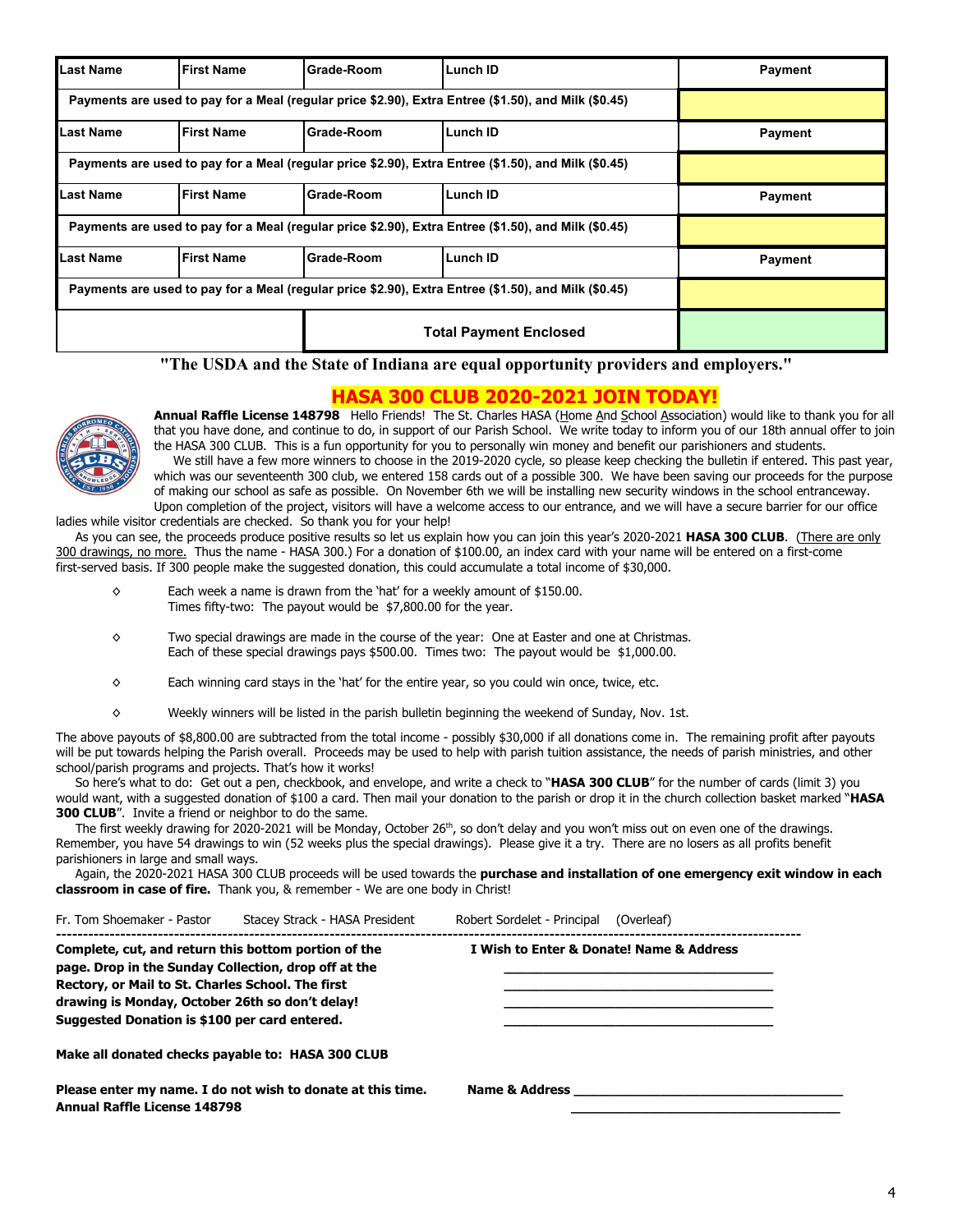| Last Name | First Name | Grade-Room | Lunch ID | Payment |
|---|---|---|---|---|
| Payments are used to pay for a Meal (regular price \$2.90), Extra Entree (\$1.50), and Milk (\$0.45) | | | | |
| Last Name | First Name | Grade-Room | Lunch ID | Payment |
| Payments are used to pay for a Meal (regular price \$2.90), Extra Entree (\$1.50), and Milk (\$0.45) | | | | |
| Last Name | First Name | Grade-Room | Lunch ID | Payment |
| Payments are used to pay for a Meal (regular price \$2.90), Extra Entree (\$1.50), and Milk (\$0.45) | | | | |
| Last Name | First Name | Grade-Room | Lunch ID | Payment |
| Payments are used to pay for a Meal (regular price \$2.90), Extra Entree (\$1.50), and Milk (\$0.45) | | | | |
| | | Total Payment Enclosed | | |

**"The USDA and the State of Indiana are equal opportunity providers and employers."**

## HASA 300 CLUB 2020-2021 JOIN TODAY!

**Annual Raffle License 148798** Hello Friends! The St. Charles HASA (Home And School Association) would like to thank you for all that you have done, and continue to do, in support of our Parish School. We write today to inform you of our 18th annual offer to join the HASA 300 CLUB. This is a fun opportunity for you to personally win money and benefit our parishioners and students.

We still have a few more winners to choose in the 2019-2020 cycle, so please keep checking the bulletin if entered. This past year, which was our seventeenth 300 club, we entered 158 cards out of a possible 300. We have been saving our proceeds for the purpose of making our school as safe as possible. On November 6th we will be installing new security windows in the school entranceway. Upon completion of the project, visitors will have a welcome access to our entrance, and we will have a secure barrier for our office ladies while visitor credentials are checked. So thank you for your help!

As you can see, the proceeds produce positive results so let us explain how you can join this year's 2020-2021 **HASA 300 CLUB**. (There are only 300 drawings, no more. Thus the name - HASA 300.) For a donation of \$100.00, an index card with your name will be entered on a first-come first-served basis. If 300 people make the suggested donation, this could accumulate a total income of \$30,000.

- Each week a name is drawn from the 'hat' for a weekly amount of \$150.00. Times fifty-two: The payout would be \$7,800.00 for the year.
- Two special drawings are made in the course of the year: One at Easter and one at Christmas. Each of these special drawings pays \$500.00. Times two: The payout would be \$1,000.00.
- Each winning card stays in the 'hat' for the entire year, so you could win once, twice, etc.
- Weekly winners will be listed in the parish bulletin beginning the weekend of Sunday, Nov. 1st.

The above payouts of \$8,800.00 are subtracted from the total income - possibly \$30,000 if all donations come in. The remaining profit after payouts will be put towards helping the Parish overall. Proceeds may be used to help with parish tuition assistance, the needs of parish ministries, and other school/parish programs and projects. That's how it works!

So here's what to do: Get out a pen, checkbook, and envelope, and write a check to "**HASA 300 CLUB**" for the number of cards (limit 3) you would want, with a suggested donation of \$100 a card. Then mail your donation to the parish or drop it in the church collection basket marked "**HASA 300 CLUB**". Invite a friend or neighbor to do the same.

The first weekly drawing for 2020-2021 will be Monday, October 26th, so don't delay and you won't miss out on even one of the drawings. Remember, you have 54 drawings to win (52 weeks plus the special drawings). Please give it a try. There are no losers as all profits benefit parishioners in large and small ways.

Again, the 2020-2021 HASA 300 CLUB proceeds will be used towards the **purchase and installation of one emergency exit window in each classroom in case of fire.** Thank you, & remember - We are one body in Christ!

Fr. Tom Shoemaker - Pastor Stacey Strack - HASA President Robert Sordelet - Principal (Overleaf)

---

**Complete, cut, and return this bottom portion of the page. Drop in the Sunday Collection, drop off at the Rectory, or Mail to St. Charles School. The first drawing is Monday, October 26th so don't delay! Suggested Donation is \$100 per card entered.**

**I Wish to Enter & Donate! Name & Address**

\_\_\_\_\_\_\_\_\_\_\_\_\_\_\_\_\_\_\_\_\_\_\_\_\_\_\_\_\_\_\_\_\_\_\_\_

\_\_\_\_\_\_\_\_\_\_\_\_\_\_\_\_\_\_\_\_\_\_\_\_\_\_\_\_\_\_\_\_\_\_\_\_

\_\_\_\_\_\_\_\_\_\_\_\_\_\_\_\_\_\_\_\_\_\_\_\_\_\_\_\_\_\_\_\_\_\_\_\_

\_\_\_\_\_\_\_\_\_\_\_\_\_\_\_\_\_\_\_\_\_\_\_\_\_\_\_\_\_\_\_\_\_\_\_\_

**Make all donated checks payable to: HASA 300 CLUB**

**Please enter my name. I do not wish to donate at this time.**
**Annual Raffle License 148798**

**Name & Address** \_\_\_\_\_\_\_\_\_\_\_\_\_\_\_\_\_\_\_\_\_\_\_\_\_\_\_\_\_\_\_\_\_\_\_\_

\_\_\_\_\_\_\_\_\_\_\_\_\_\_\_\_\_\_\_\_\_\_\_\_\_\_\_\_\_\_\_\_\_\_\_\_